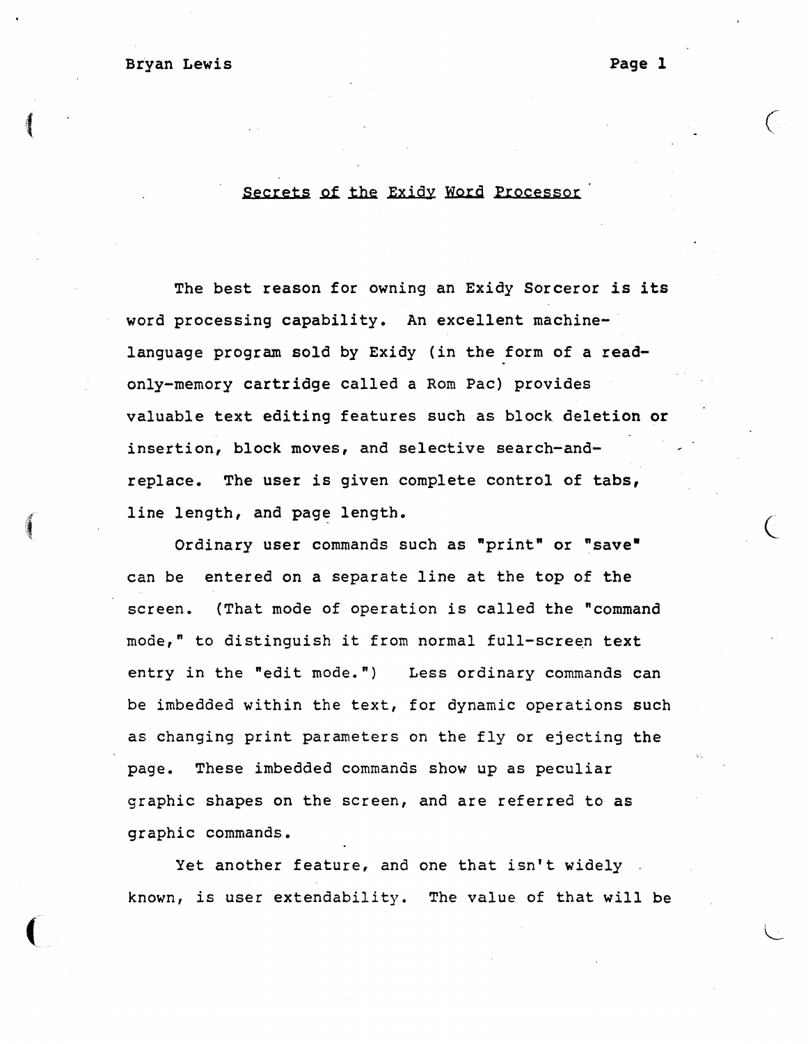# Secrets of the Exidy Word Processor

The best reason for owning an Exidy Sorceror is its word processing capability. An excellent machine-language program sold by Exidy (in the form of a read-only-memory cartridge called a Rom Pac) provides valuable text editing features such as block deletion or insertion, block moves, and selective search-and-replace. The user is given complete control of tabs, line length, and page length.

Ordinary user commands such as "print" or "save" can be entered on a separate line at the top of the screen. (That mode of operation is called the "command mode," to distinguish it from normal full-screen text entry in the "edit mode.") Less ordinary commands can be imbedded within the text, for dynamic operations such as changing print parameters on the fly or ejecting the page. These imbedded commands show up as peculiar graphic shapes on the screen, and are referred to as graphic commands.

Yet another feature, and one that isn't widely known, is user extendability. The value of that will be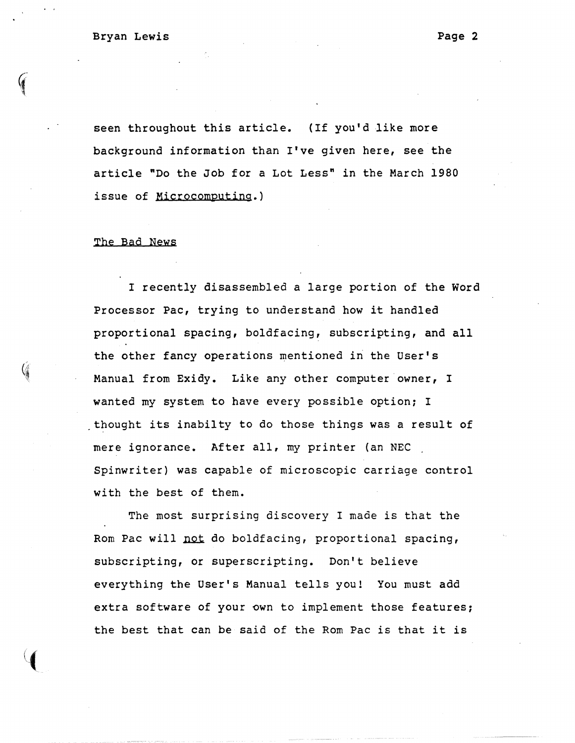seen throughout this article. (If you'd like more background information than I've given here, see the article "Do the Job for a Lot Less" in the March 1980 issue of Microcomputing.)

## The Bad News

I recently disassembled a large portion of the Word Processor Pac, trying to understand how it handled proportional spacing, boldfacing, subscripting, and all the other fancy operations mentioned in the User's Manual from Exidy. Like any other computer owner, I wanted my system to have every possible option; I thought its inabilty to do those things was a result of mere ignorance. After all, my printer (an NEC Spinwriter) was capable of microscopic carriage control with the best of them.

The most surprising discovery I made is that the Rom Pac will not do boldfacing, proportional spacing, subscripting, or superscripting. Don't believe everything the User's Manual tells you! You must add extra software of your own to implement those features; the best that can be said of the Rom Pac is that it is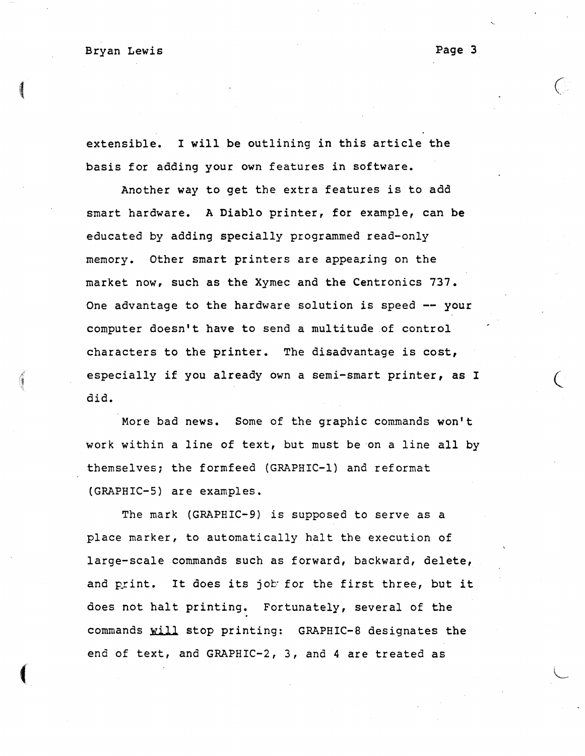extensible. I will be outlining in this article the basis for adding your own features in software.

Another way to get the extra features is to add smart hardware. A Diablo printer, for example, can be educated by adding specially programmed read-only memory. Other smart printers are appearing on the market now, such as the Xymec and the Centronics 737. One advantage to the hardware solution is speed -- your computer doesn't have to send a multitude of control characters to the printer. The disadvantage is cost, especially if you already own a semi-smart printer, as I did.

More bad news. Some of the graphic commands won't work within a line of text, but must be on a line all by themselves; the formfeed (GRAPHIC-1) and reformat (GRAPHIC-5) are examples.

The mark (GRAPHIC-9) is supposed to serve as a place marker, to automatically halt the execution of large-scale commands such as forward, backward, delete, and print. It does its job for the first three, but it does not halt printing. Fortunately, several of the commands <u>will</u> stop printing: GRAPHIC-8 designates the end of text, and GRAPHIC-2, 3, and 4 are treated as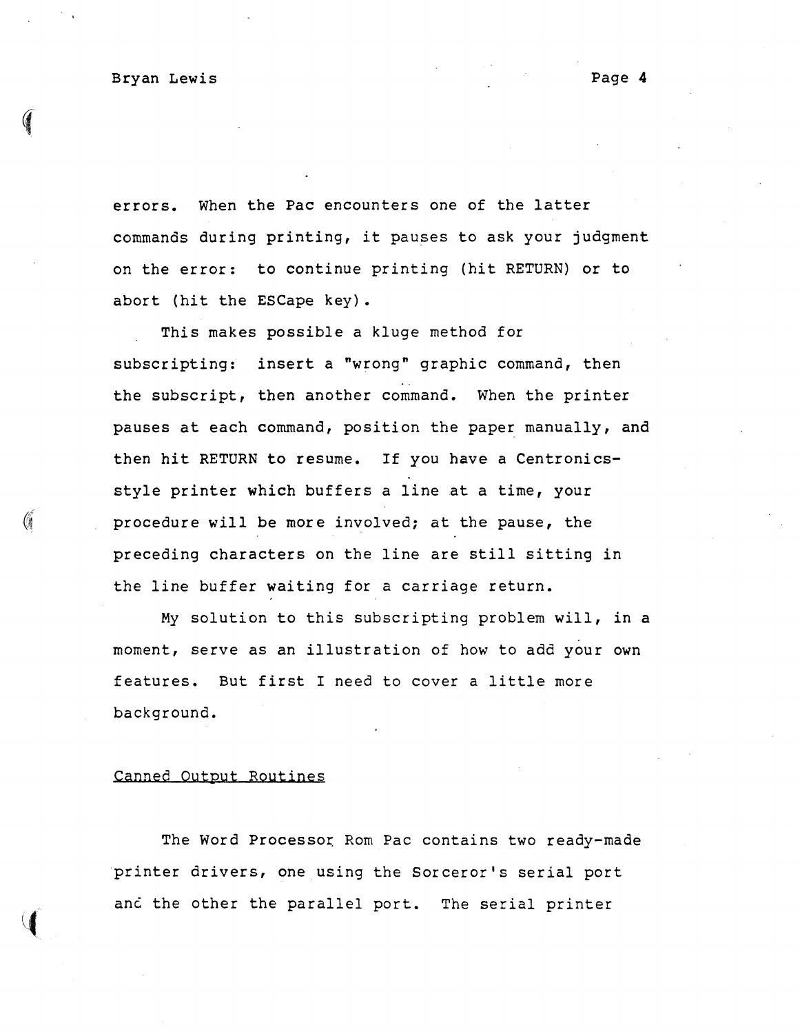errors. When the Pac encounters one of the latter commands during printing, it pauses to ask your judgment on the error: to continue printing (hit RETURN) or to abort (hit the ESCape key).

This makes possible a kluge method for subscripting: insert a "wrong" graphic command, then the subscript, then another command. When the printer pauses at each command, position the paper manually, and then hit RETURN to resume. If you have a Centronics-style printer which buffers a line at a time, your procedure will be more involved; at the pause, the preceding characters on the line are still sitting in the line buffer waiting for a carriage return.

My solution to this subscripting problem will, in a moment, serve as an illustration of how to add your own features. But first I need to cover a little more background.

## Canned Output Routines

The Word Processor Rom Pac contains two ready-made printer drivers, one using the Sorceror's serial port and the other the parallel port. The serial printer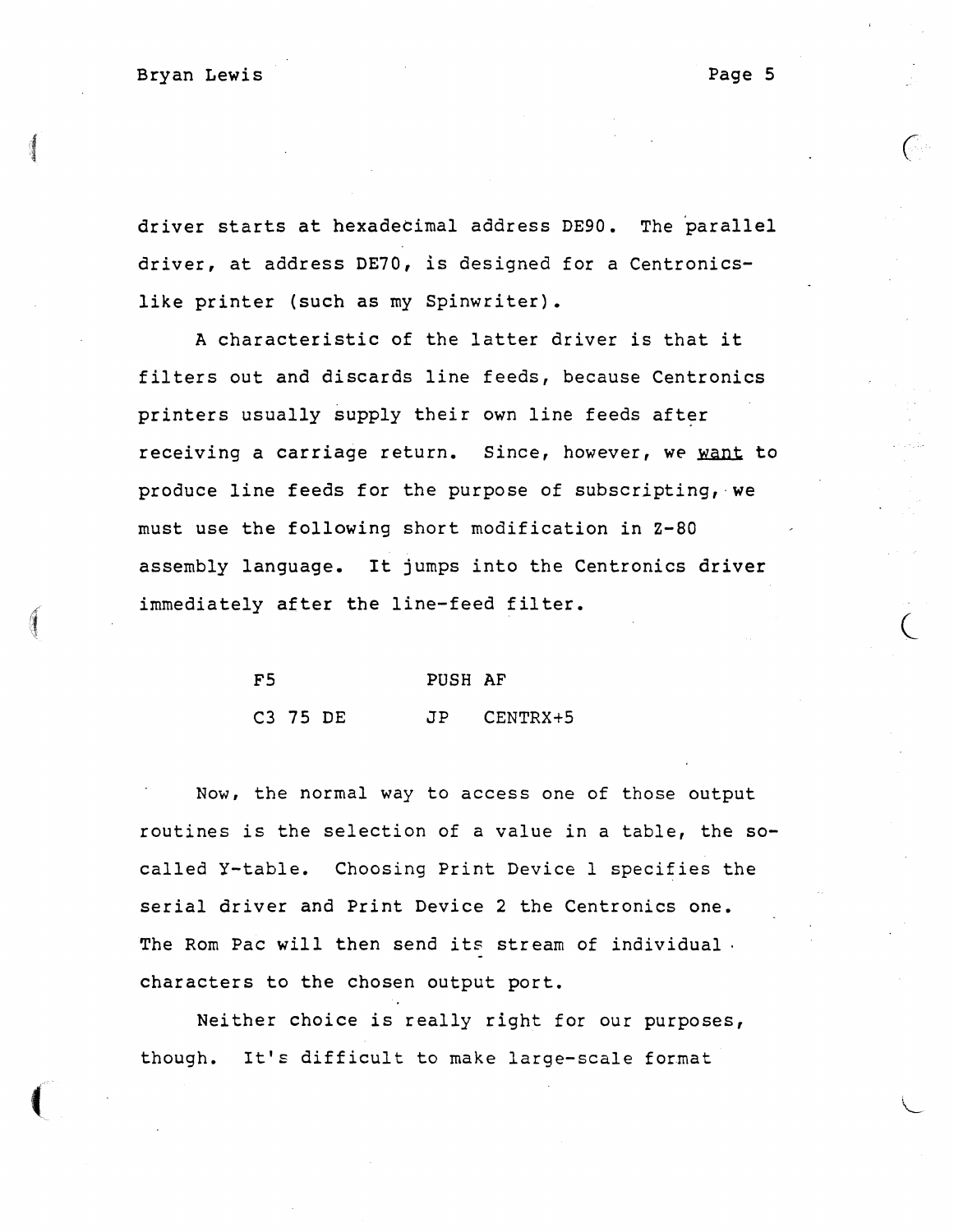driver starts at hexadecimal address DE90. The parallel driver, at address DE70, is designed for a Centronics-like printer (such as my Spinwriter).

A characteristic of the latter driver is that it filters out and discards line feeds, because Centronics printers usually supply their own line feeds after receiving a carriage return. Since, however, we <u>want</u> to produce line feeds for the purpose of subscripting, we must use the following short modification in Z-80 assembly language. It jumps into the Centronics driver immediately after the line-feed filter.

```
F5          PUSH AF
C3 75 DE    JP   CENTRX+5
```

Now, the normal way to access one of those output routines is the selection of a value in a table, the so-called Y-table. Choosing Print Device 1 specifies the serial driver and Print Device 2 the Centronics one. The Rom Pac will then send its stream of individual characters to the chosen output port.

Neither choice is really right for our purposes, though. It's difficult to make large-scale format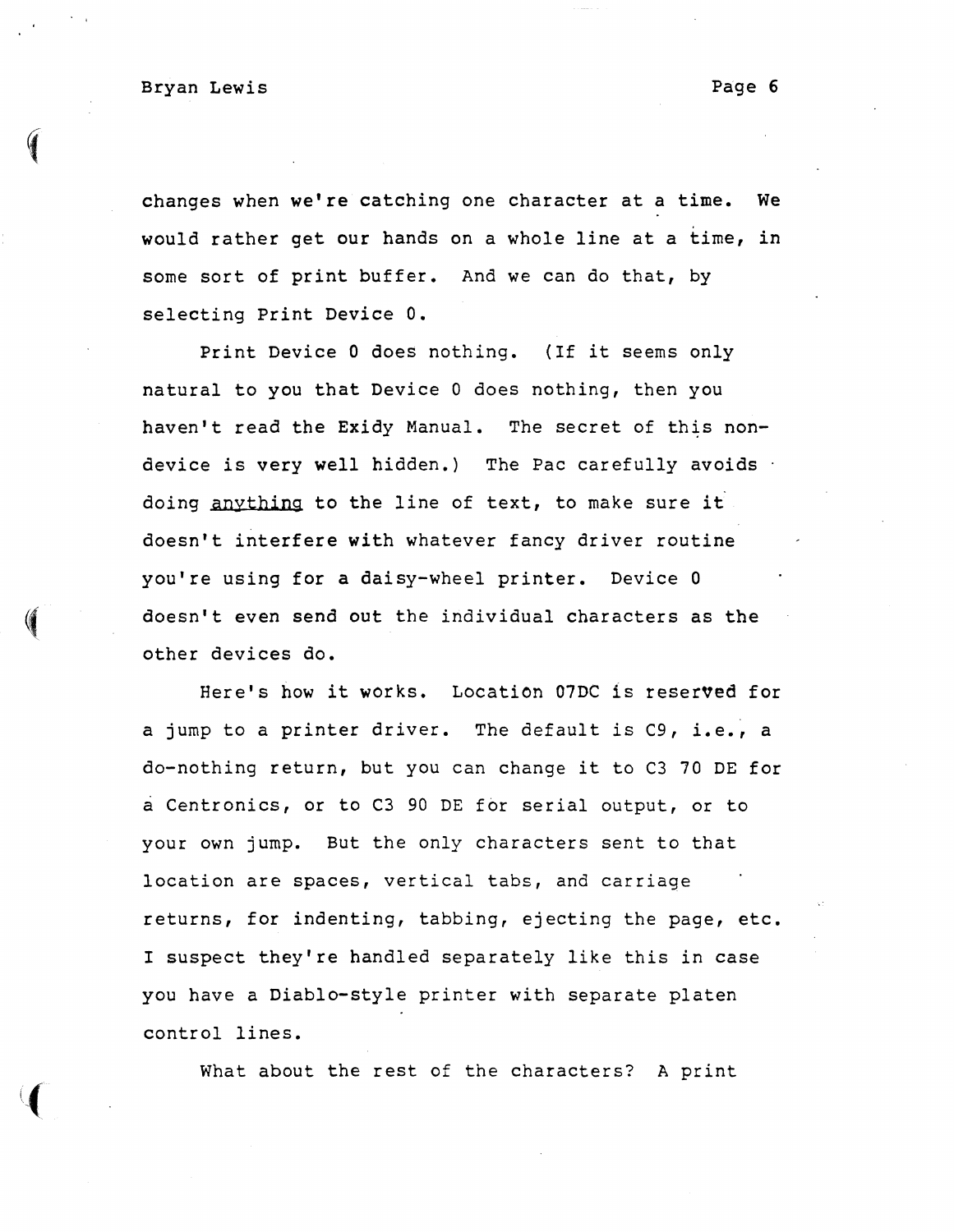changes when we're catching one character at a time. We would rather get our hands on a whole line at a time, in some sort of print buffer. And we can do that, by selecting Print Device 0.

Print Device 0 does nothing. (If it seems only natural to you that Device 0 does nothing, then you haven't read the Exidy Manual. The secret of this non-device is very well hidden.) The Pac carefully avoids doing <u>anything</u> to the line of text, to make sure it doesn't interfere with whatever fancy driver routine you're using for a daisy-wheel printer. Device 0 doesn't even send out the individual characters as the other devices do.

Here's how it works. Location 07DC is reserved for a jump to a printer driver. The default is C9, i.e., a do-nothing return, but you can change it to C3 70 DE for a Centronics, or to C3 90 DE for serial output, or to your own jump. But the only characters sent to that location are spaces, vertical tabs, and carriage returns, for indenting, tabbing, ejecting the page, etc. I suspect they're handled separately like this in case you have a Diablo-style printer with separate platen control lines.

What about the rest of the characters? A print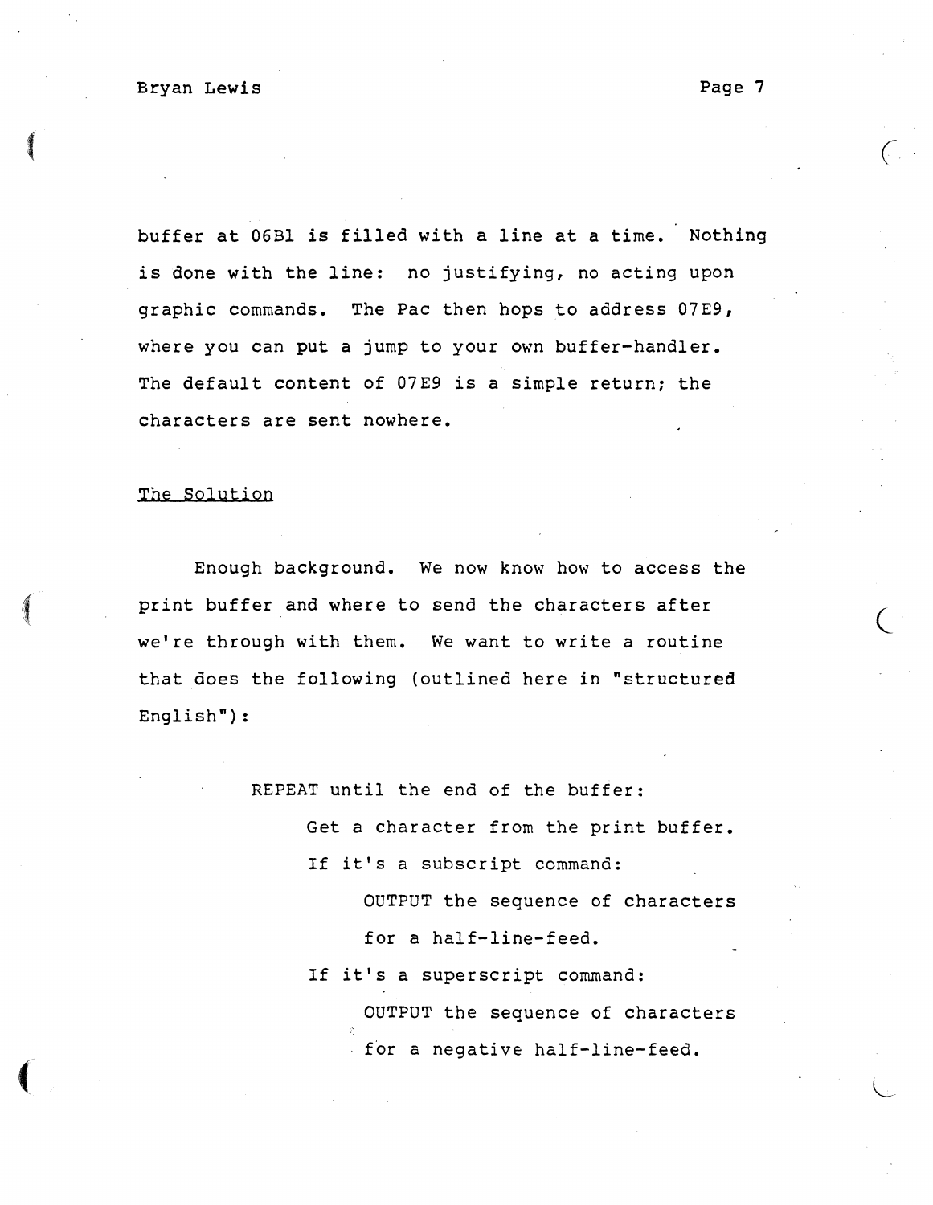buffer at 06B1 is filled with a line at a time. Nothing is done with the line: no justifying, no acting upon graphic commands. The Pac then hops to address 07E9, where you can put a jump to your own buffer-handler. The default content of 07E9 is a simple return; the characters are sent nowhere.

## The Solution

Enough background. We now know how to access the print buffer and where to send the characters after we're through with them. We want to write a routine that does the following (outlined here in "structured English"):

```
REPEAT until the end of the buffer:
     Get a character from the print buffer.
     If it's a subscript command:
          OUTPUT the sequence of characters
          for a half-line-feed.
     If it's a superscript command:
          OUTPUT the sequence of characters
          for a negative half-line-feed.
```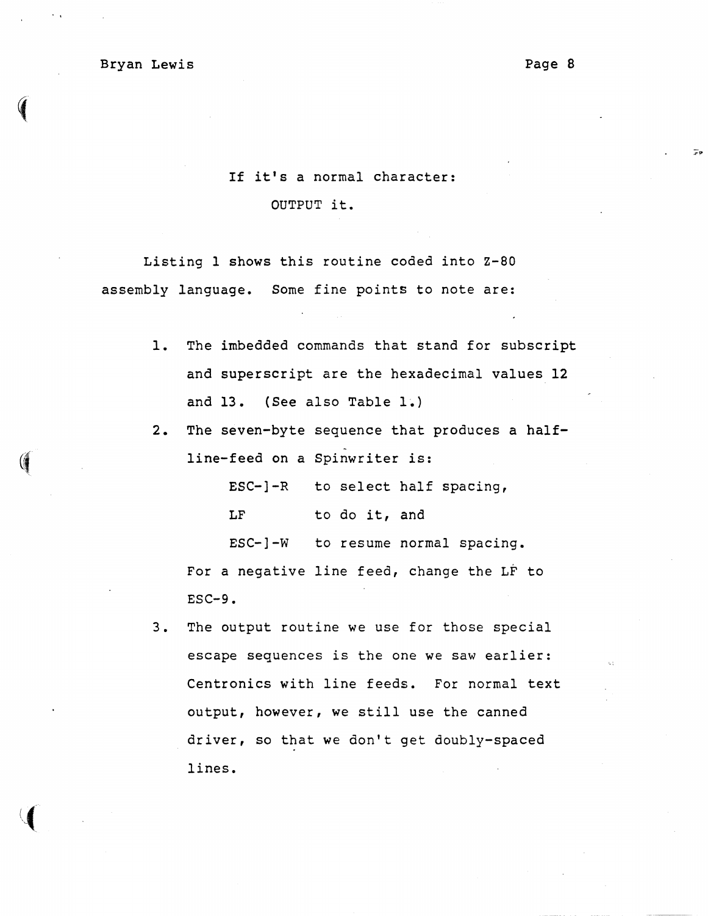If it's a normal character:

OUTPUT it.

Listing 1 shows this routine coded into Z-80 assembly language. Some fine points to note are:

1. The imbedded commands that stand for subscript and superscript are the hexadecimal values 12 and 13. (See also Table 1.)
2. The seven-byte sequence that produces a half-line-feed on a Spinwriter is:

   ESC-]-R    to select half spacing,

   LF         to do it, and

   ESC-]-W    to resume normal spacing.

   For a negative line feed, change the LF to ESC-9.
3. The output routine we use for those special escape sequences is the one we saw earlier: Centronics with line feeds. For normal text output, however, we still use the canned driver, so that we don't get doubly-spaced lines.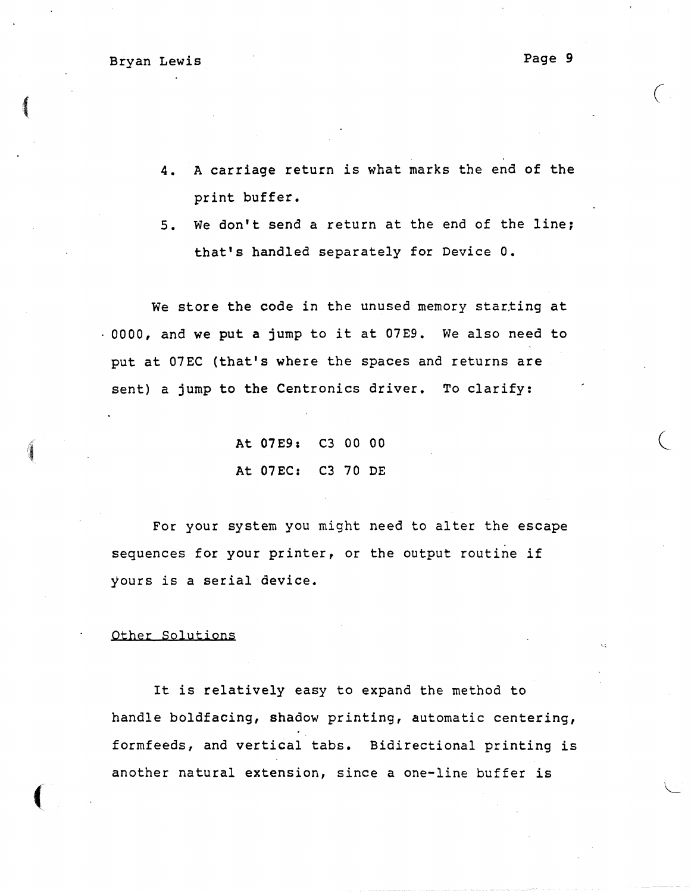4. A carriage return is what marks the end of the print buffer.
5. We don't send a return at the end of the line; that's handled separately for Device 0.

We store the code in the unused memory starting at 0000, and we put a jump to it at 07E9. We also need to put at 07EC (that's where the spaces and returns are sent) a jump to the Centronics driver. To clarify:

```
At 07E9:  C3 00 00
At 07EC:  C3 70 DE
```

For your system you might need to alter the escape sequences for your printer, or the output routine if yours is a serial device.

<u>Other Solutions</u>

It is relatively easy to expand the method to handle boldfacing, shadow printing, automatic centering, formfeeds, and vertical tabs. Bidirectional printing is another natural extension, since a one-line buffer is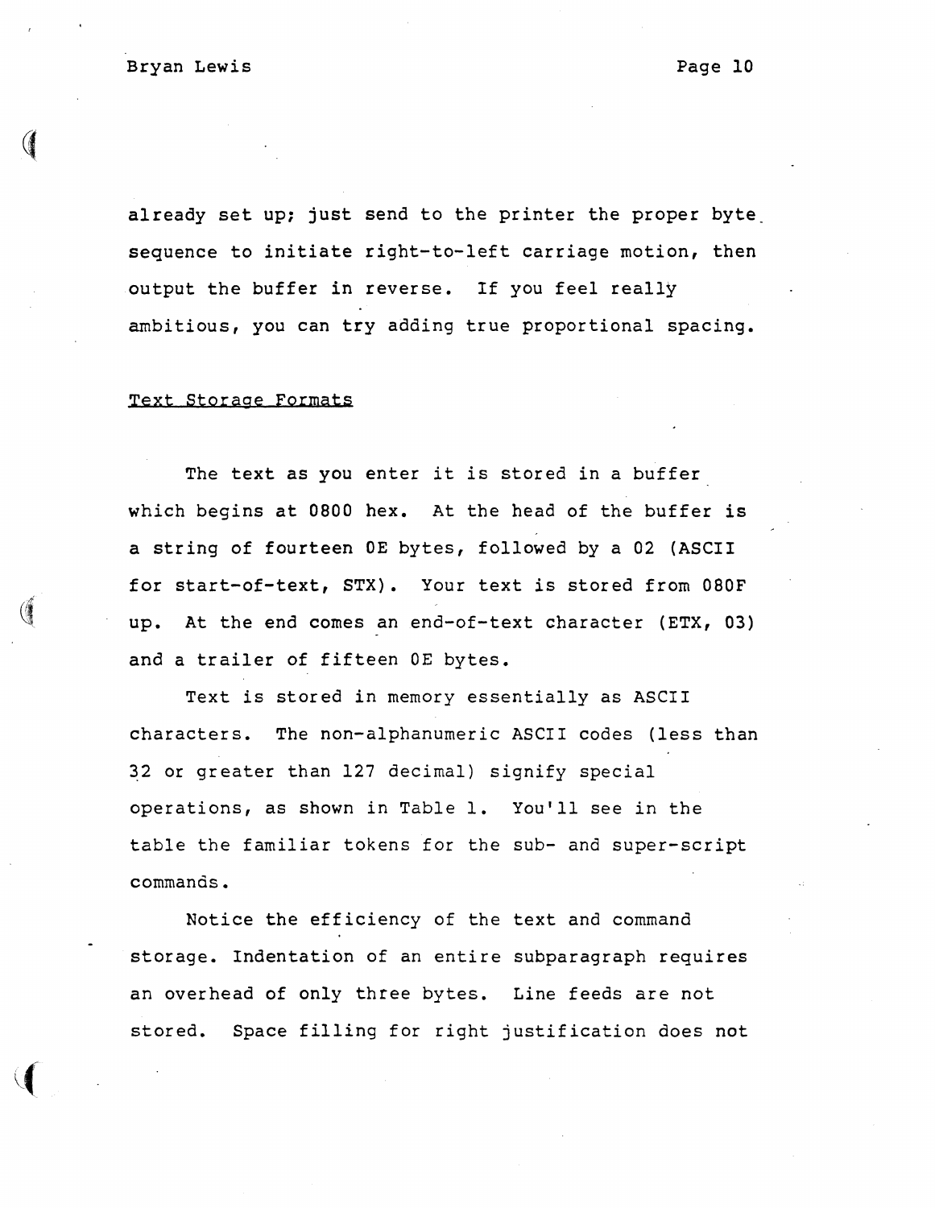already set up; just send to the printer the proper byte sequence to initiate right-to-left carriage motion, then output the buffer in reverse. If you feel really ambitious, you can try adding true proportional spacing.

## Text Storage Formats

The text as you enter it is stored in a buffer which begins at 0800 hex. At the head of the buffer is a string of fourteen 0E bytes, followed by a 02 (ASCII for start-of-text, STX). Your text is stored from 080F up. At the end comes an end-of-text character (ETX, 03) and a trailer of fifteen 0E bytes.

Text is stored in memory essentially as ASCII characters. The non-alphanumeric ASCII codes (less than 32 or greater than 127 decimal) signify special operations, as shown in Table 1. You'll see in the table the familiar tokens for the sub- and super-script commands.

Notice the efficiency of the text and command storage. Indentation of an entire subparagraph requires an overhead of only three bytes. Line feeds are not stored. Space filling for right justification does not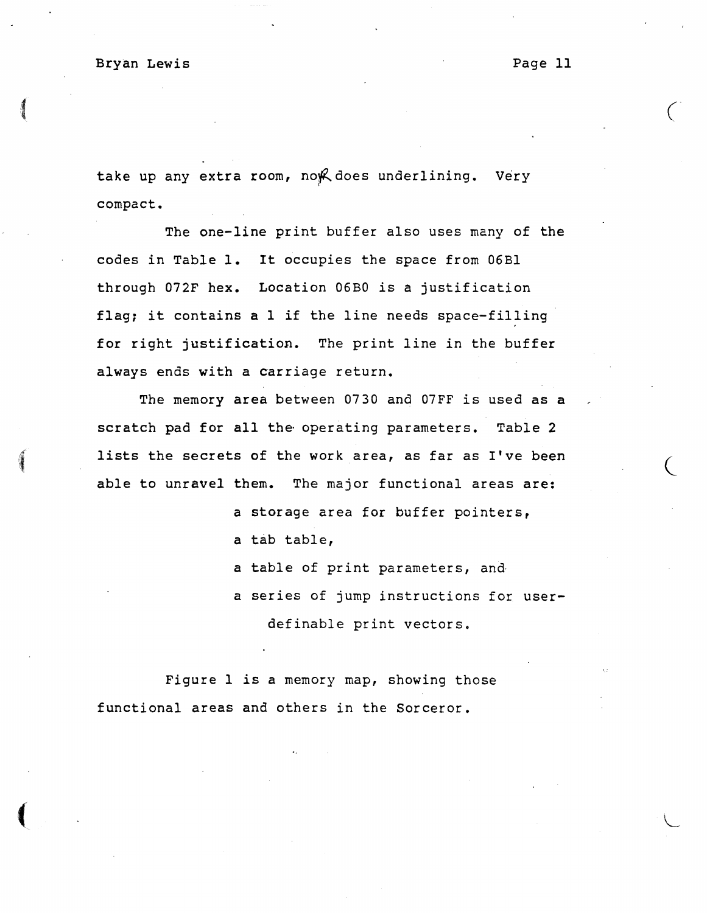take up any extra room, nor does underlining. Very compact.

The one-line print buffer also uses many of the codes in Table 1. It occupies the space from 06B1 through 072F hex. Location 06B0 is a justification flag; it contains a 1 if the line needs space-filling for right justification. The print line in the buffer always ends with a carriage return.

The memory area between 0730 and 07FF is used as a scratch pad for all the operating parameters. Table 2 lists the secrets of the work area, as far as I've been able to unravel them. The major functional areas are:

- a storage area for buffer pointers,
- a tab table,
- a table of print parameters, and
- a series of jump instructions for user-definable print vectors.

Figure 1 is a memory map, showing those functional areas and others in the Sorceror.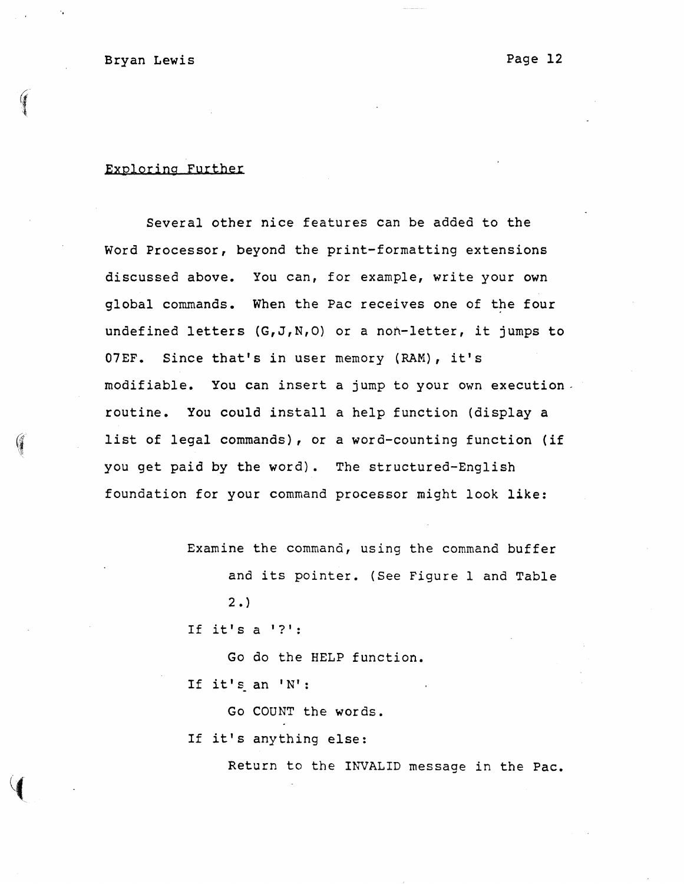## Exploring Further

Several other nice features can be added to the Word Processor, beyond the print-formatting extensions discussed above. You can, for example, write your own global commands. When the Pac receives one of the four undefined letters (G,J,N,O) or a non-letter, it jumps to 07EF. Since that's in user memory (RAM), it's modifiable. You can insert a jump to your own execution routine. You could install a help function (display a list of legal commands), or a word-counting function (if you get paid by the word). The structured-English foundation for your command processor might look like:

```
Examine the command, using the command buffer
     and its pointer. (See Figure 1 and Table
     2.)
If it's a '?':
     Go do the HELP function.
If it's an 'N':
     Go COUNT the words.
If it's anything else:
     Return to the INVALID message in the Pac.
```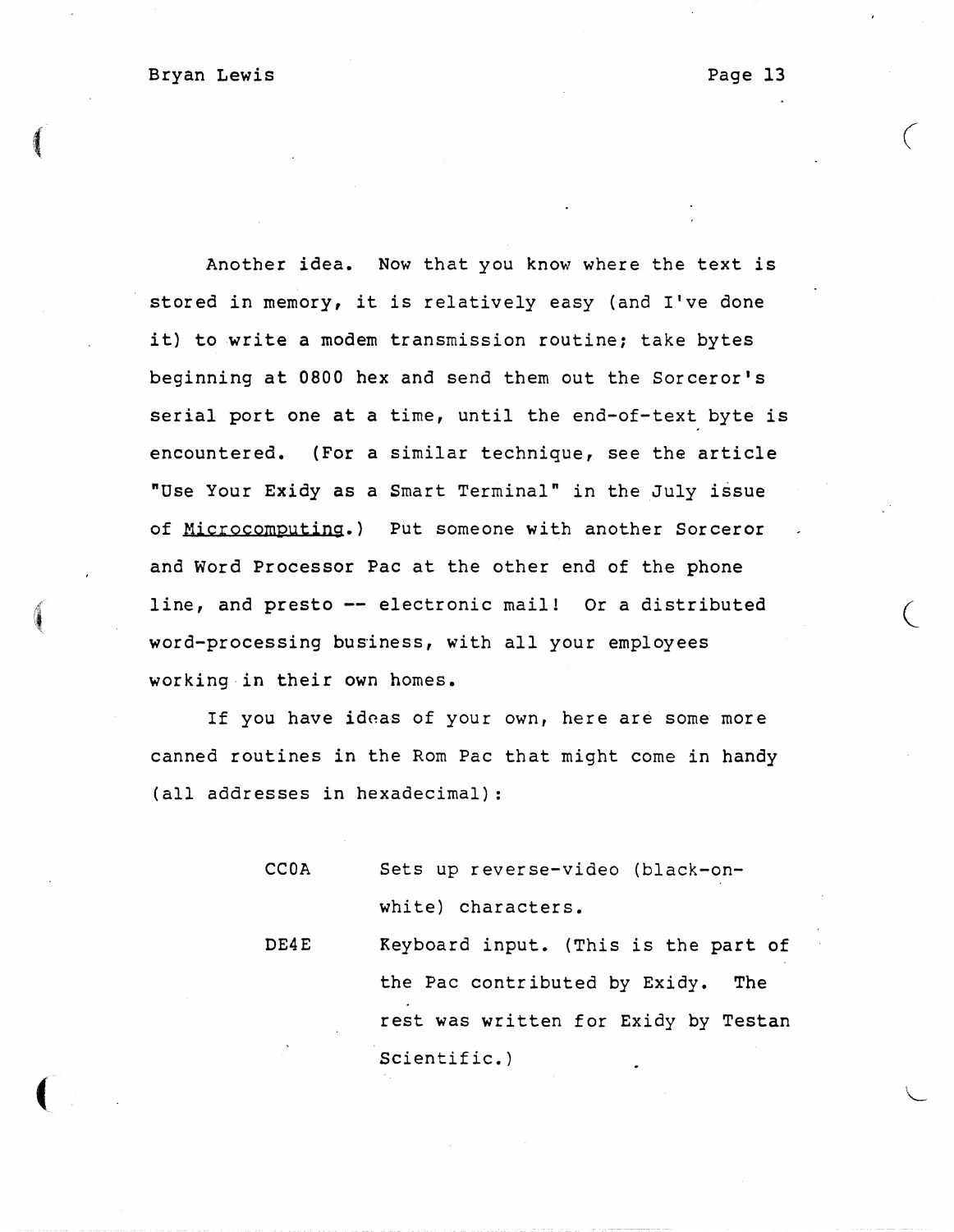Another idea. Now that you know where the text is stored in memory, it is relatively easy (and I've done it) to write a modem transmission routine; take bytes beginning at 0800 hex and send them out the Sorceror's serial port one at a time, until the end-of-text byte is encountered. (For a similar technique, see the article "Use Your Exidy as a Smart Terminal" in the July issue of _Microcomputing_.) Put someone with another Sorceror and Word Processor Pac at the other end of the phone line, and presto -- electronic mail! Or a distributed word-processing business, with all your employees working in their own homes.

If you have ideas of your own, here are some more canned routines in the Rom Pac that might come in handy (all addresses in hexadecimal):

| | |
|---|---|
| CC0A | Sets up reverse-video (black-on-white) characters. |
| DE4E | Keyboard input. (This is the part of the Pac contributed by Exidy. The rest was written for Exidy by Testan Scientific.) |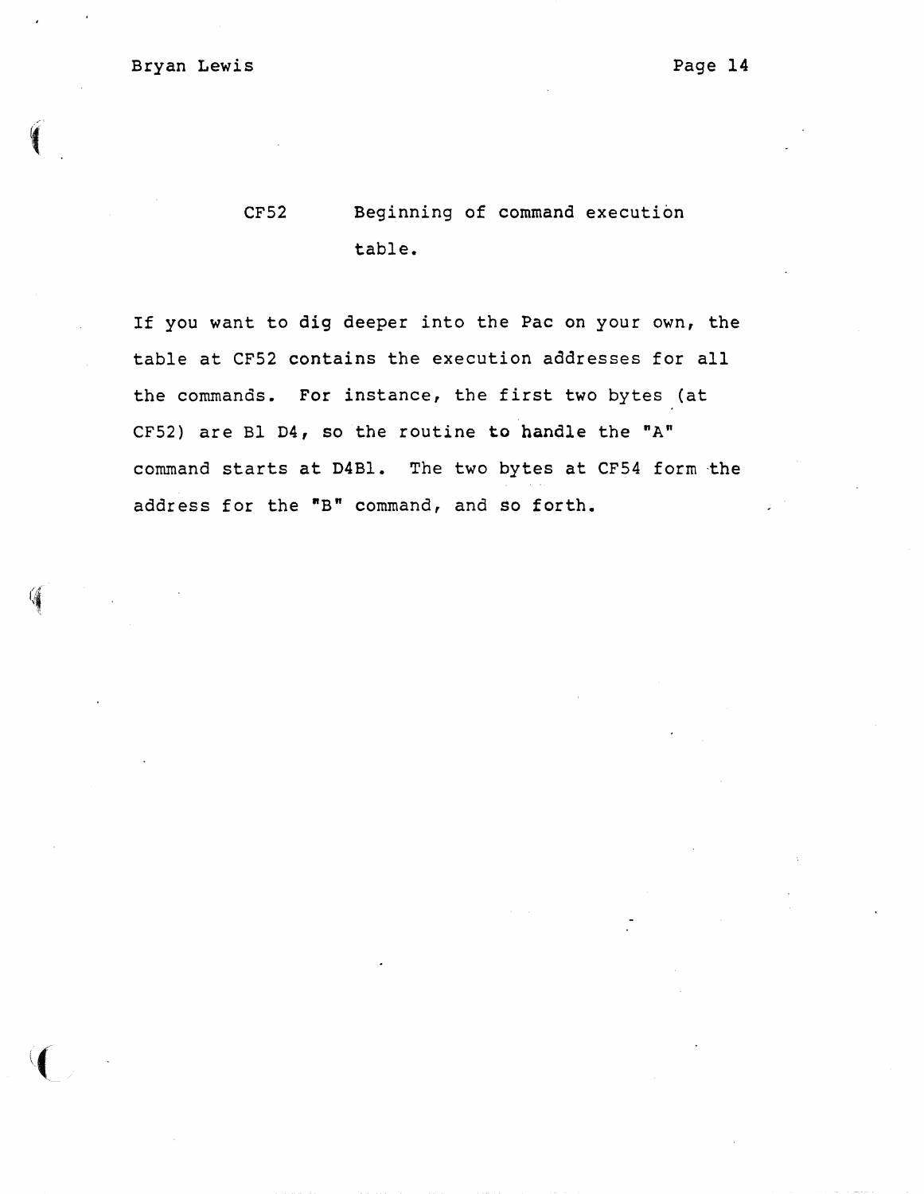| | |
|---|---|
| CF52 | Beginning of command execution table. |

If you want to dig deeper into the Pac on your own, the table at CF52 contains the execution addresses for all the commands. For instance, the first two bytes (at CF52) are B1 D4, so the routine to handle the "A" command starts at D4B1. The two bytes at CF54 form the address for the "B" command, and so forth.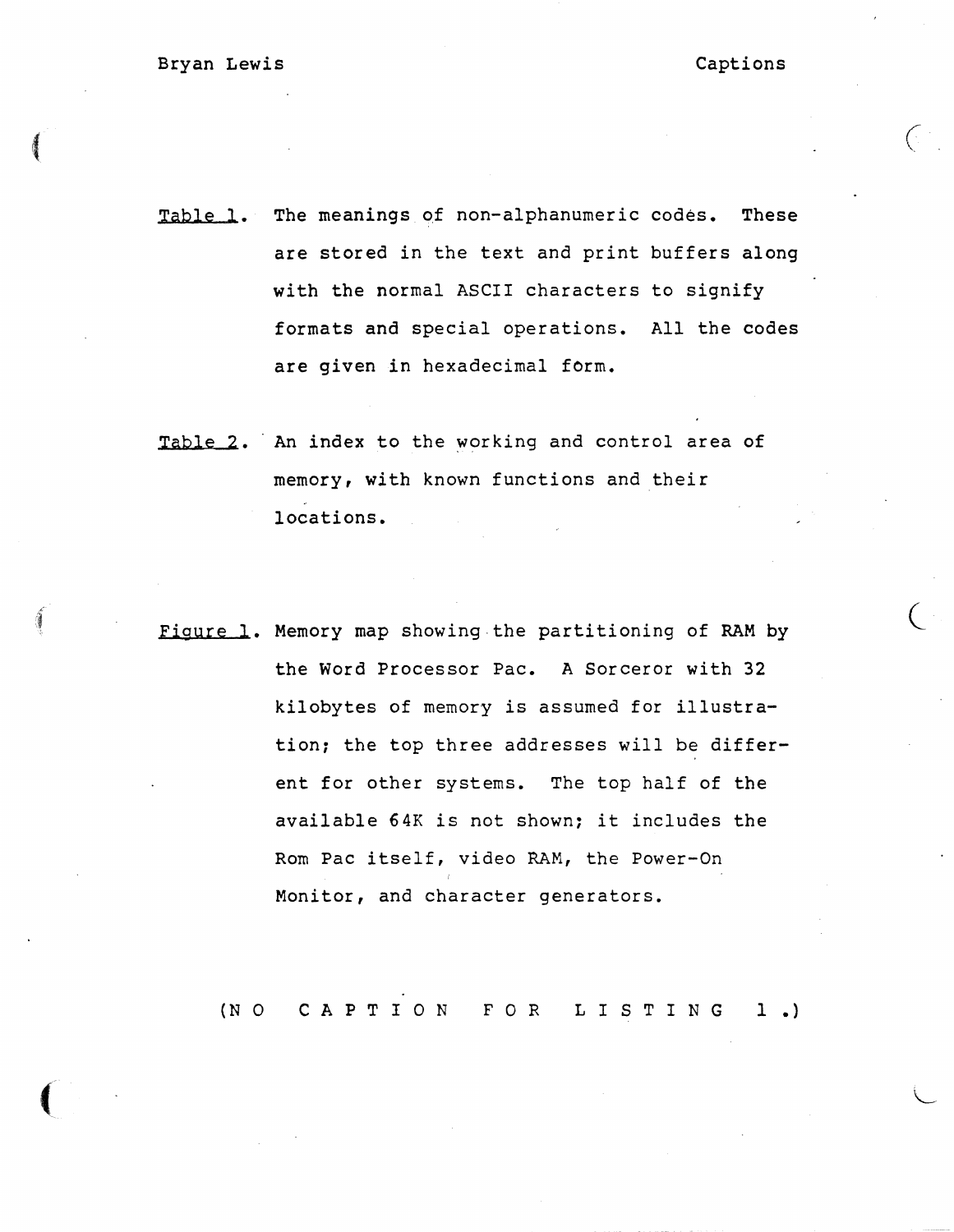<u>Table 1</u>. The meanings of non-alphanumeric codes. These are stored in the text and print buffers along with the normal ASCII characters to signify formats and special operations. All the codes are given in hexadecimal form.

<u>Table 2</u>. An index to the working and control area of memory, with known functions and their locations.

<u>Figure 1</u>. Memory map showing the partitioning of RAM by the Word Processor Pac. A Sorceror with 32 kilobytes of memory is assumed for illustration; the top three addresses will be different for other systems. The top half of the available 64K is not shown; it includes the Rom Pac itself, video RAM, the Power-On Monitor, and character generators.

(NO CAPTION FOR LISTING 1.)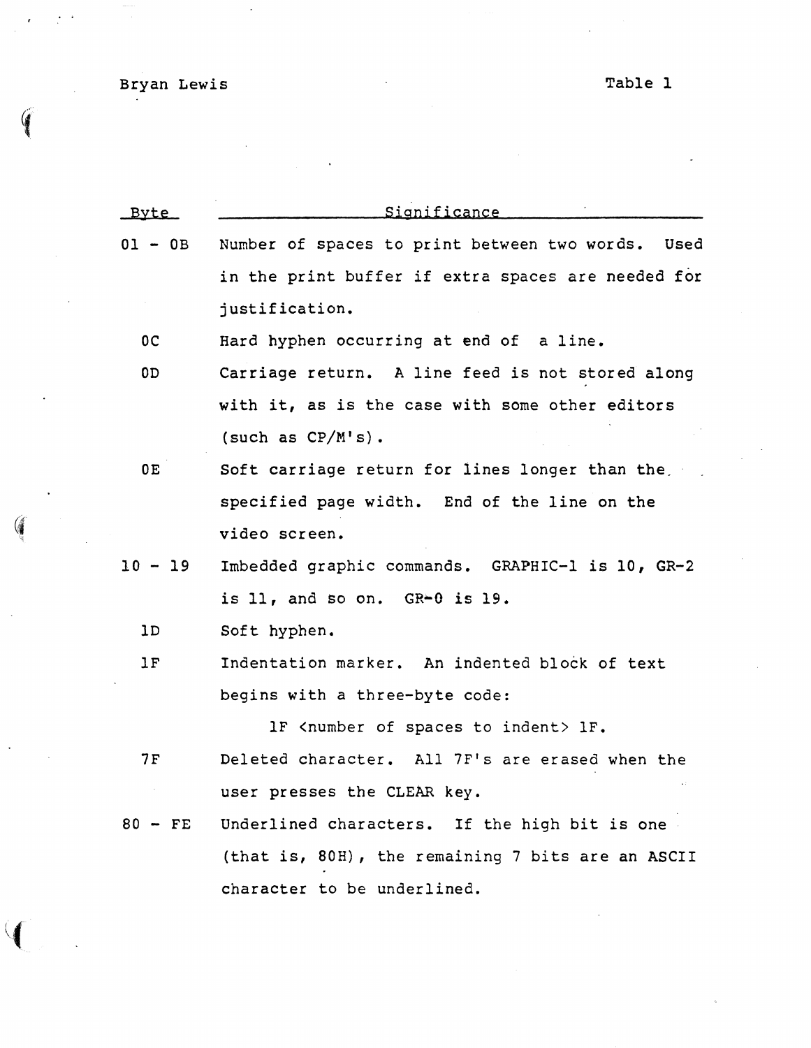Table 1

| Byte | Significance |
| --- | --- |
| 01 - 0B | Number of spaces to print between two words. Used in the print buffer if extra spaces are needed for justification. |
| 0C | Hard hyphen occurring at end of a line. |
| 0D | Carriage return. A line feed is not stored along with it, as is the case with some other editors (such as CP/M's). |
| 0E | Soft carriage return for lines longer than the specified page width. End of the line on the video screen. |
| 10 - 19 | Imbedded graphic commands. GRAPHIC-1 is 10, GR-2 is 11, and so on. GR-0 is 19. |
| 1D | Soft hyphen. |
| 1F | Indentation marker. An indented block of text begins with a three-byte code: 1F <number of spaces to indent> 1F. |
| 7F | Deleted character. All 7F's are erased when the user presses the CLEAR key. |
| 80 - FE | Underlined characters. If the high bit is one (that is, 80H), the remaining 7 bits are an ASCII character to be underlined. |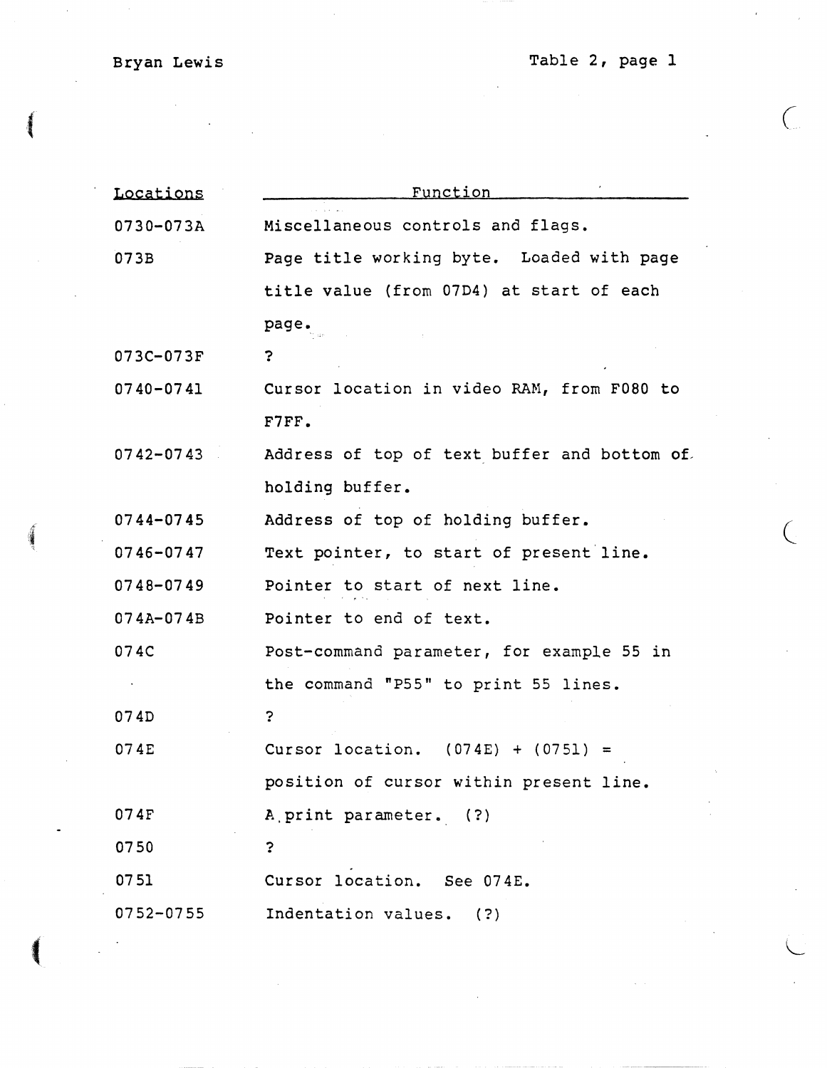| Locations | Function |
|---|---|
| 0730-073A | Miscellaneous controls and flags. |
| 073B | Page title working byte. Loaded with page title value (from 07D4) at start of each page. |
| 073C-073F | ? |
| 0740-0741 | Cursor location in video RAM, from F080 to F7FF. |
| 0742-0743 | Address of top of text buffer and bottom of holding buffer. |
| 0744-0745 | Address of top of holding buffer. |
| 0746-0747 | Text pointer, to start of present line. |
| 0748-0749 | Pointer to start of next line. |
| 074A-074B | Pointer to end of text. |
| 074C | Post-command parameter, for example 55 in the command "P55" to print 55 lines. |
| 074D | ? |
| 074E | Cursor location. (074E) + (0751) = position of cursor within present line. |
| 074F | A print parameter. (?) |
| 0750 | ? |
| 0751 | Cursor location. See 074E. |
| 0752-0755 | Indentation values. (?) |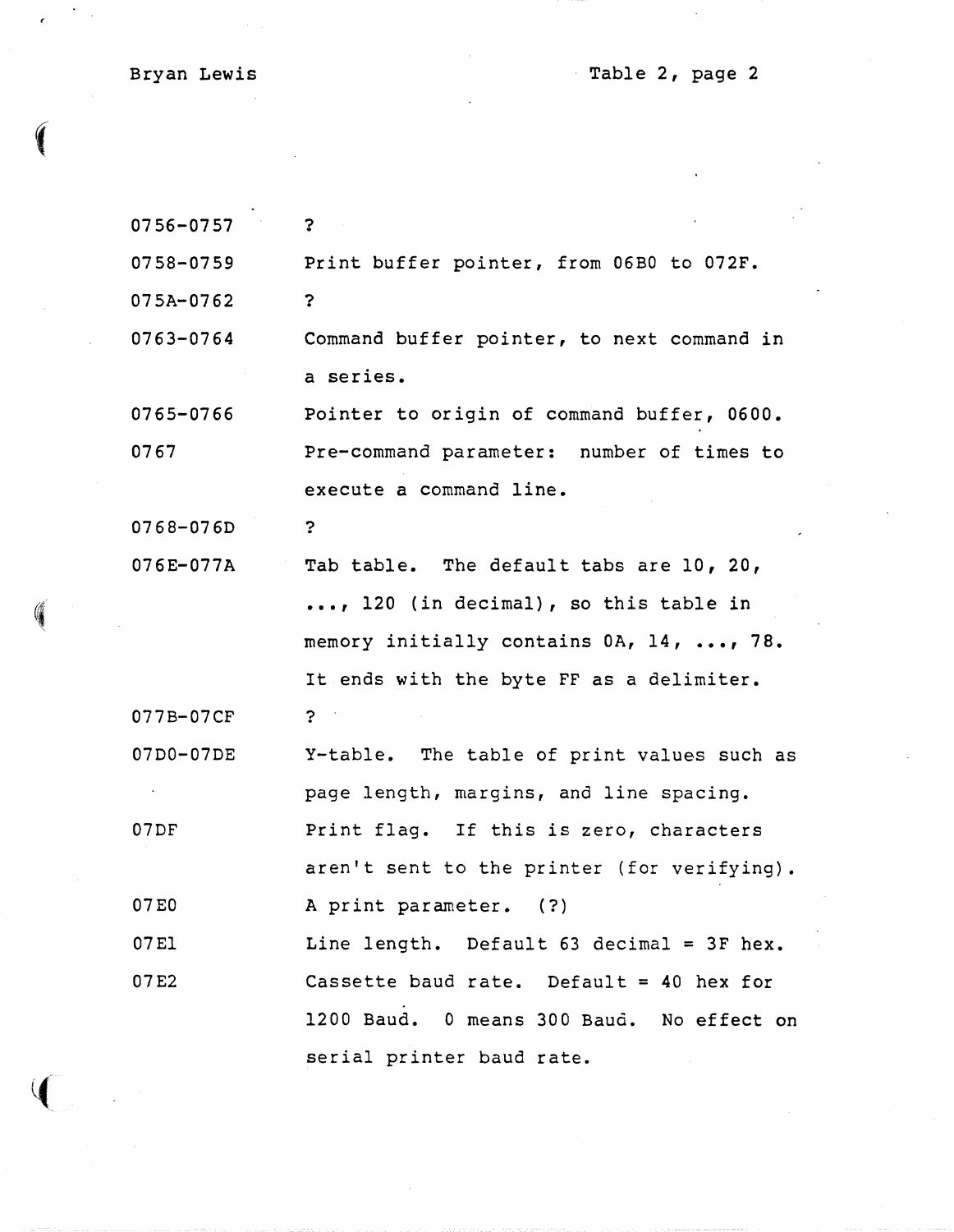| Address | Description |
|---|---|
| 0756-0757 | ? |
| 0758-0759 | Print buffer pointer, from 06B0 to 072F. |
| 075A-0762 | ? |
| 0763-0764 | Command buffer pointer, to next command in a series. |
| 0765-0766 | Pointer to origin of command buffer, 0600. |
| 0767 | Pre-command parameter: number of times to execute a command line. |
| 0768-076D | ? |
| 076E-077A | Tab table. The default tabs are 10, 20, ..., 120 (in decimal), so this table in memory initially contains 0A, 14, ..., 78. It ends with the byte FF as a delimiter. |
| 077B-07CF | ? |
| 07D0-07DE | Y-table. The table of print values such as page length, margins, and line spacing. |
| 07DF | Print flag. If this is zero, characters aren't sent to the printer (for verifying). |
| 07E0 | A print parameter. (?) |
| 07E1 | Line length. Default 63 decimal = 3F hex. |
| 07E2 | Cassette baud rate. Default = 40 hex for 1200 Baud. 0 means 300 Baud. No effect on serial printer baud rate. |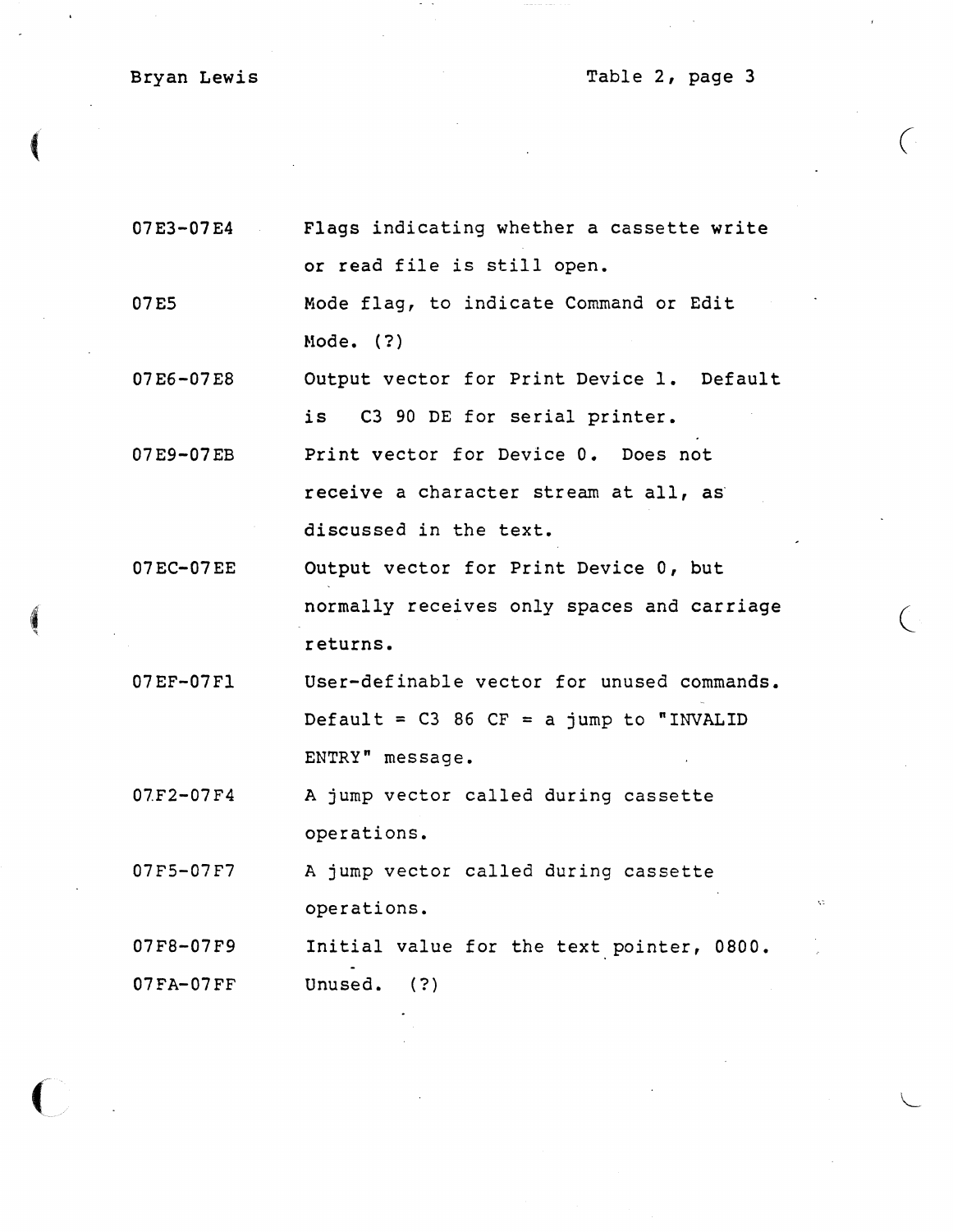| Address | Description |
| --- | --- |
| 07E3-07E4 | Flags indicating whether a cassette write or read file is still open. |
| 07E5 | Mode flag, to indicate Command or Edit Mode. (?) |
| 07E6-07E8 | Output vector for Print Device 1. Default is C3 90 DE for serial printer. |
| 07E9-07EB | Print vector for Device 0. Does not receive a character stream at all, as discussed in the text. |
| 07EC-07EE | Output vector for Print Device 0, but normally receives only spaces and carriage returns. |
| 07EF-07F1 | User-definable vector for unused commands. Default = C3 86 CF = a jump to "INVALID ENTRY" message. |
| 07F2-07F4 | A jump vector called during cassette operations. |
| 07F5-07F7 | A jump vector called during cassette operations. |
| 07F8-07F9 | Initial value for the text pointer, 0800. |
| 07FA-07FF | Unused. (?) |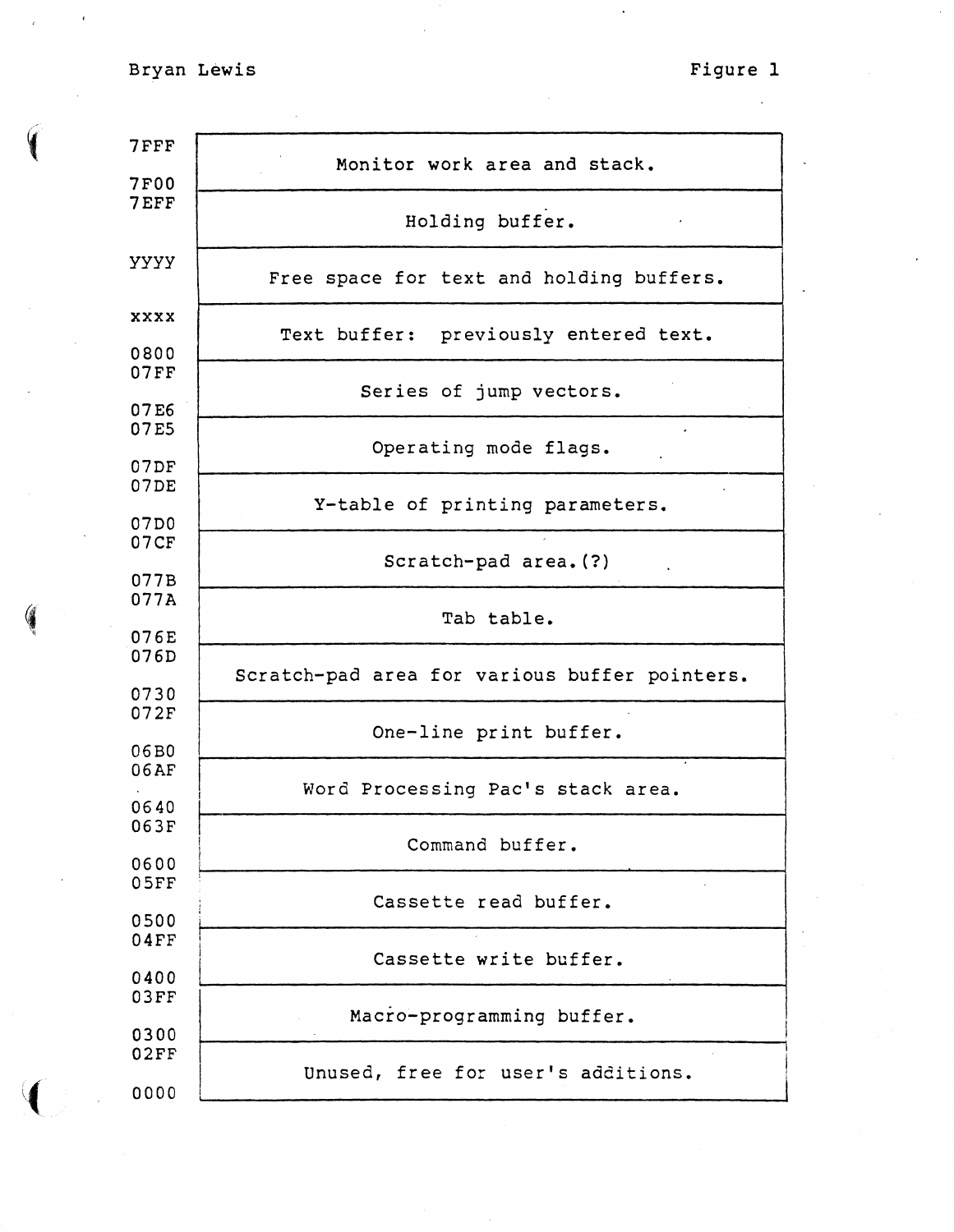Figure 1

| Address | Contents |
|---|---|
| 7FFF – 7F00 | Monitor work area and stack. |
| 7EFF | Holding buffer. |
| yyyy | Free space for text and holding buffers. |
| xxxx – 0800 | Text buffer: previously entered text. |
| 07FF – 07E6 | Series of jump vectors. |
| 07E5 – 07DF | Operating mode flags. |
| 07DE – 07D0 | Y-table of printing parameters. |
| 07CF – 077B | Scratch-pad area.(?) |
| 077A – 076E | Tab table. |
| 076D – 0730 | Scratch-pad area for various buffer pointers. |
| 072F – 06B0 | One-line print buffer. |
| 06AF – 0640 | Word Processing Pac's stack area. |
| 063F – 0600 | Command buffer. |
| 05FF – 0500 | Cassette read buffer. |
| 04FF – 0400 | Cassette write buffer. |
| 03FF – 0300 | Macro-programming buffer. |
| 02FF – 0000 | Unused, free for user's additions. |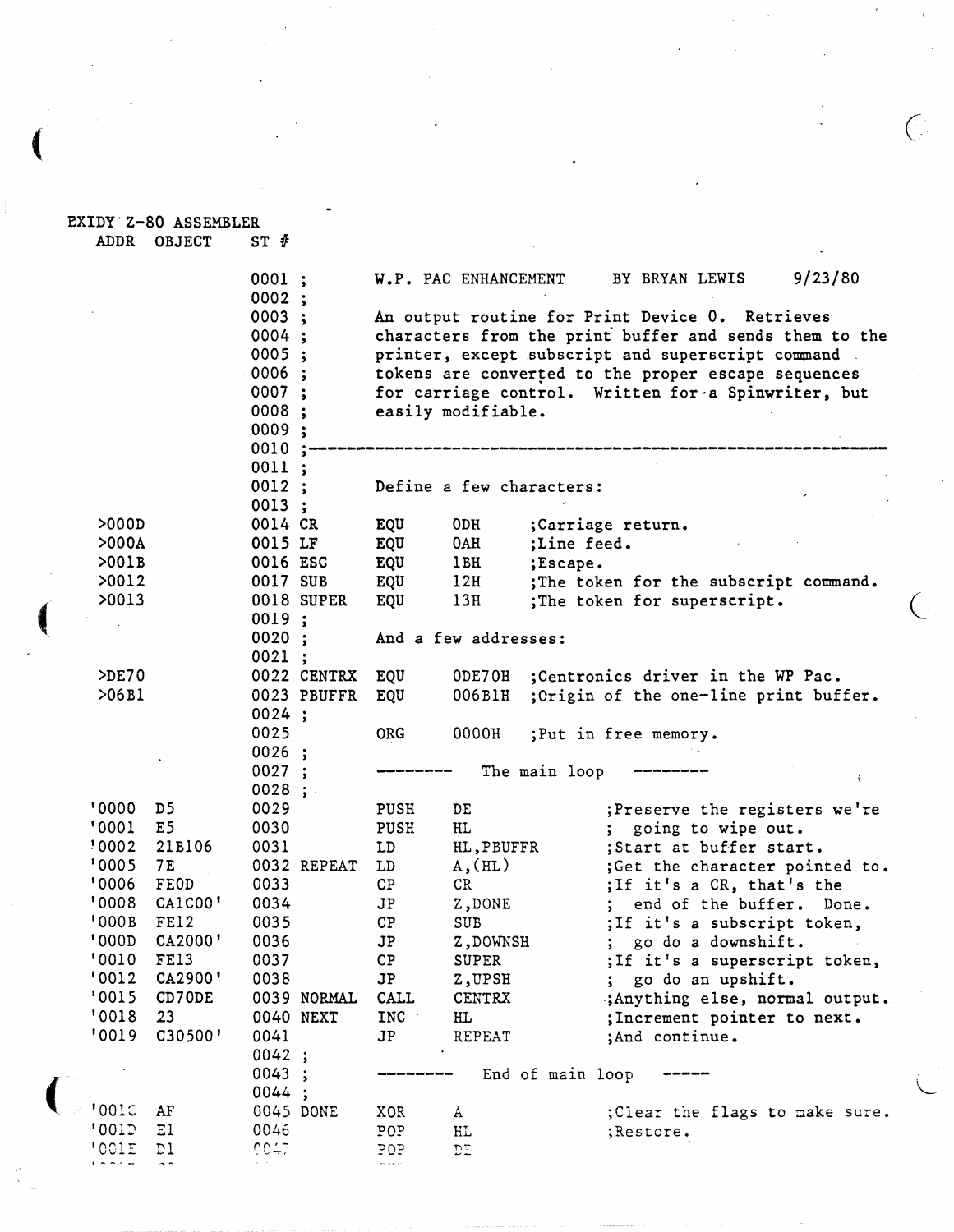EXIDY Z-80 ASSEMBLER

```
ADDR  OBJECT     ST #

                 0001 ;        W.P. PAC ENHANCEMENT     BY BRYAN LEWIS       9/23/80
                 0002 ;
                 0003 ;        An output routine for Print Device 0.  Retrieves
                 0004 ;        characters from the print buffer and sends them to the
                 0005 ;        printer, except subscript and superscript command
                 0006 ;        tokens are converted to the proper escape sequences
                 0007 ;        for carriage control.  Written for a Spinwriter, but
                 0008 ;        easily modifiable.
                 0009 ;
                 0010 ;-----------------------------------------------------------
                 0011 ;
                 0012 ;        Define a few characters:
                 0013 ;
>000D            0014 CR       EQU     0DH      ;Carriage return.
>000A            0015 LF       EQU     0AH      ;Line feed.
>001B            0016 ESC      EQU     1BH      ;Escape.
>0012            0017 SUB      EQU     12H      ;The token for the subscript command.
>0013            0018 SUPER    EQU     13H      ;The token for superscript.
                 0019 ;
                 0020 ;        And a few addresses:
                 0021 ;
>DE70            0022 CENTRX   EQU     0DE70H   ;Centronics driver in the WP Pac.
>06B1            0023 PBUFFR   EQU     006B1H   ;Origin of the one-line print buffer.
                 0024 ;
                 0025          ORG     0000H    ;Put in free memory.
                 0026 ;
                 0027 ;        --------  The main loop   --------
                 0028 ;
'0000  D5        0029          PUSH    DE                ;Preserve the registers we're
'0001  E5        0030          PUSH    HL                ;  going to wipe out.
'0002  21B106    0031          LD      HL,PBUFFR         ;Start at buffer start.
'0005  7E        0032 REPEAT   LD      A,(HL)            ;Get the character pointed to.
'0006  FE0D      0033          CP      CR                ;If it's a CR, that's the
'0008  CA1C00'   0034          JP      Z,DONE            ;  end of the buffer.  Done.
'000B  FE12      0035          CP      SUB               ;If it's a subscript token,
'000D  CA2000'   0036          JP      Z,DOWNSH          ;  go do a downshift.
'0010  FE13      0037          CP      SUPER             ;If it's a superscript token,
'0012  CA2900'   0038          JP      Z,UPSH            ;  go do an upshift.
'0015  CD70DE    0039 NORMAL   CALL    CENTRX            ;Anything else, normal output.
'0018  23        0040 NEXT     INC     HL                ;Increment pointer to next.
'0019  C30500'   0041          JP      REPEAT            ;And continue.
                 0042 ;
                 0043 ;        --------  End of main loop   -----
                 0044 ;
'001C  AF        0045 DONE     XOR     A                 ;Clear the flags to make sure.
'001D  E1        0046          POP     HL                ;Restore.
'001E  D1        0047          POP     DE
```